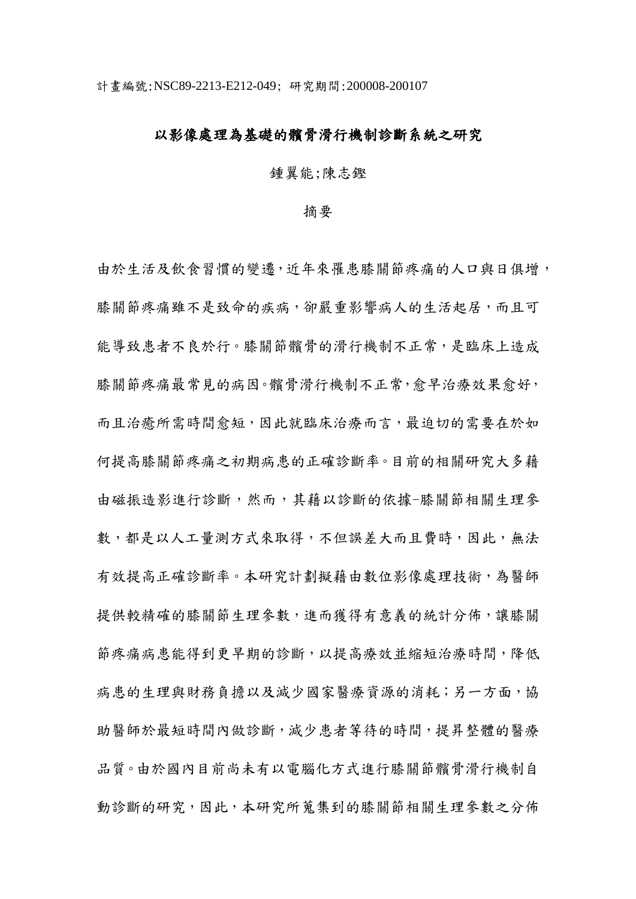計畫編號:NSC89-2213-E212-049; 研究期間:200008-200107

# 以影像處理為基礎的髕骨滑行機制診斷系統之研究

鍾翼能;陳志鏗

## 摘要

由於生活及飲食習慣的變遷,近年來罹患膝關節疼痛的人口與日俱增,膝關節疼痛雖不是致命的疾病,卻嚴重影響病人的生活起居,而且可能導致患者不良於行。膝關節髕骨的滑行機制不正常,是臨床上造成膝關節疼痛最常見的病因。髕骨滑行機制不正常,愈早治療效果愈好,而且治癒所需時間愈短,因此就臨床治療而言,最迫切的需要在於如何提高膝關節疼痛之初期病患的正確診斷率。目前的相關研究大多藉由磁振造影進行診斷,然而,其藉以診斷的依據–膝關節相關生理參數,都是以人工量測方式來取得,不但誤差大而且費時,因此,無法有效提高正確診斷率。本研究計劃擬藉由數位影像處理技術,為醫師提供較精確的膝關節生理參數,進而獲得有意義的統計分佈,讓膝關節疼痛病患能得到更早期的診斷,以提高療效並縮短治療時間,降低病患的生理與財務負擔以及減少國家醫療資源的消耗;另一方面,協助醫師於最短時間內做診斷,減少患者等待的時間,提昇整體的醫療品質。由於國內目前尚未有以電腦化方式進行膝關節髕骨滑行機制自動診斷的研究,因此,本研究所蒐集到的膝關節相關生理參數之分佈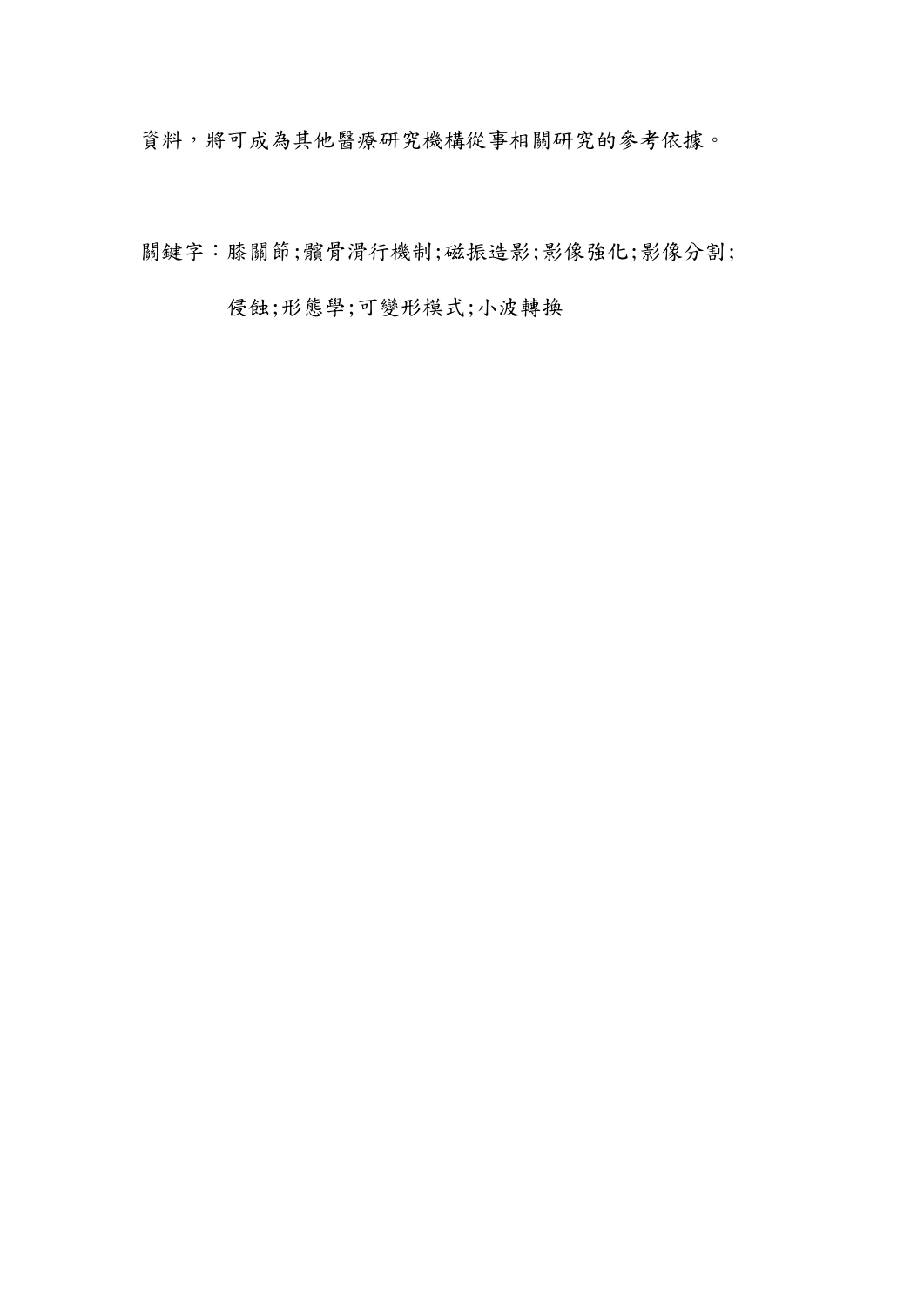資料，將可成為其他醫療研究機構從事相關研究的參考依據。

關鍵字：膝關節;髕骨滑行機制;磁振造影;影像強化;影像分割;侵蝕;形態學;可變形模式;小波轉換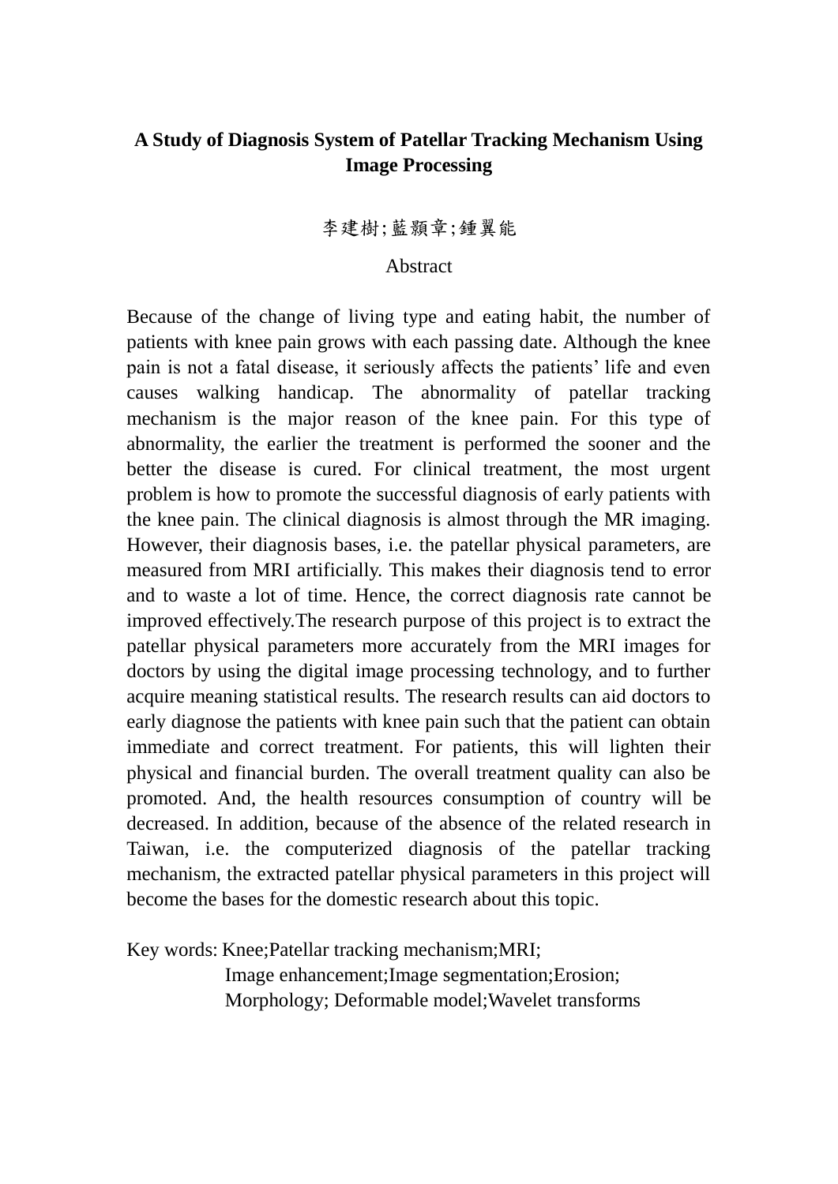## A Study of Diagnosis System of Patellar Tracking Mechanism Using Image Processing

李建樹;藍顥章;鍾翼能

Abstract

Because of the change of living type and eating habit, the number of patients with knee pain grows with each passing date. Although the knee pain is not a fatal disease, it seriously affects the patients' life and even causes walking handicap. The abnormality of patellar tracking mechanism is the major reason of the knee pain. For this type of abnormality, the earlier the treatment is performed the sooner and the better the disease is cured. For clinical treatment, the most urgent problem is how to promote the successful diagnosis of early patients with the knee pain. The clinical diagnosis is almost through the MR imaging. However, their diagnosis bases, i.e. the patellar physical parameters, are measured from MRI artificially. This makes their diagnosis tend to error and to waste a lot of time. Hence, the correct diagnosis rate cannot be improved effectively.The research purpose of this project is to extract the patellar physical parameters more accurately from the MRI images for doctors by using the digital image processing technology, and to further acquire meaning statistical results. The research results can aid doctors to early diagnose the patients with knee pain such that the patient can obtain immediate and correct treatment. For patients, this will lighten their physical and financial burden. The overall treatment quality can also be promoted. And, the health resources consumption of country will be decreased. In addition, because of the absence of the related research in Taiwan, i.e. the computerized diagnosis of the patellar tracking mechanism, the extracted patellar physical parameters in this project will become the bases for the domestic research about this topic.

Key words: Knee;Patellar tracking mechanism;MRI;
Image enhancement;Image segmentation;Erosion;
Morphology; Deformable model;Wavelet transforms